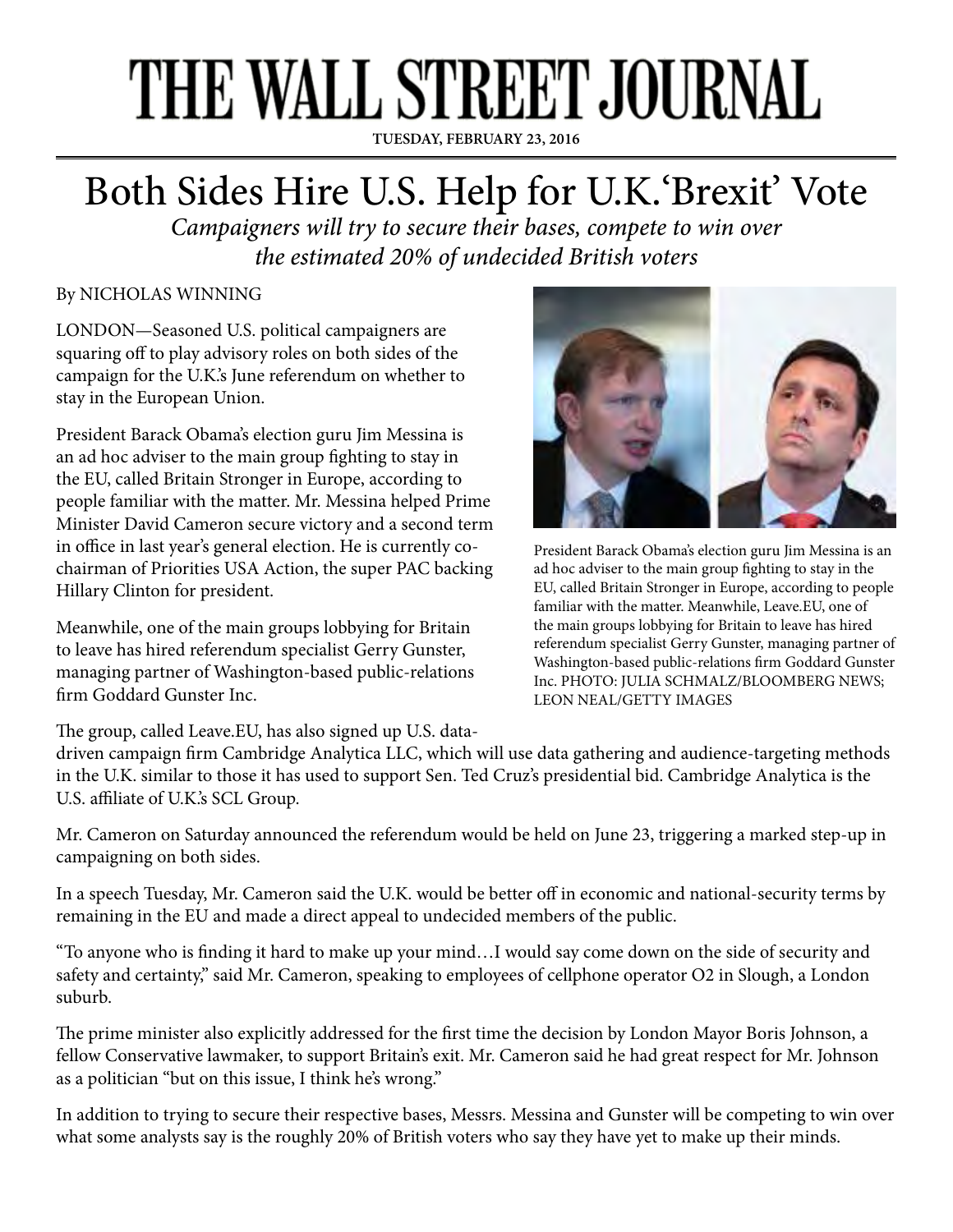# THE WALL STREET JOURNAL

**TUESDAY, FEBRUARY 23, 2016**

## Both Sides Hire U.S. Help for U.K. 'Brexit' Vote

*Campaigners will try to secure their bases, compete to win over the estimated 20% of undecided British voters*

By NICHOLAS WINNING

LONDON—Seasoned U.S. political campaigners are squaring off to play advisory roles on both sides of the campaign for the U.K.'s June referendum on whether to stay in the European Union.

President Barack Obama's election guru Jim Messina is an ad hoc adviser to the main group fighting to stay in the EU, called Britain Stronger in Europe, according to people familiar with the matter. Mr. Messina helped Prime Minister David Cameron secure victory and a second term in office in last year's general election. He is currently co-chairman of Priorities USA Action, the super PAC backing Hillary Clinton for president.

Meanwhile, one of the main groups lobbying for Britain to leave has hired referendum specialist Gerry Gunster, managing partner of Washington-based public-relations firm Goddard Gunster Inc.

President Barack Obama's election guru Jim Messina is an ad hoc adviser to the main group fighting to stay in the EU, called Britain Stronger in Europe, according to people familiar with the matter. Meanwhile, Leave.EU, one of the main groups lobbying for Britain to leave has hired referendum specialist Gerry Gunster, managing partner of Washington-based public-relations firm Goddard Gunster Inc. PHOTO: JULIA SCHMALZ/BLOOMBERG NEWS; LEON NEAL/GETTY IMAGES

The group, called Leave.EU, has also signed up U.S. data-driven campaign firm Cambridge Analytica LLC, which will use data gathering and audience-targeting methods in the U.K. similar to those it has used to support Sen. Ted Cruz's presidential bid. Cambridge Analytica is the U.S. affiliate of U.K.'s SCL Group.

Mr. Cameron on Saturday announced the referendum would be held on June 23, triggering a marked step-up in campaigning on both sides.

In a speech Tuesday, Mr. Cameron said the U.K. would be better off in economic and national-security terms by remaining in the EU and made a direct appeal to undecided members of the public.

"To anyone who is finding it hard to make up your mind…I would say come down on the side of security and safety and certainty," said Mr. Cameron, speaking to employees of cellphone operator O2 in Slough, a London suburb.

The prime minister also explicitly addressed for the first time the decision by London Mayor Boris Johnson, a fellow Conservative lawmaker, to support Britain's exit. Mr. Cameron said he had great respect for Mr. Johnson as a politician "but on this issue, I think he's wrong."

In addition to trying to secure their respective bases, Messrs. Messina and Gunster will be competing to win over what some analysts say is the roughly 20% of British voters who say they have yet to make up their minds.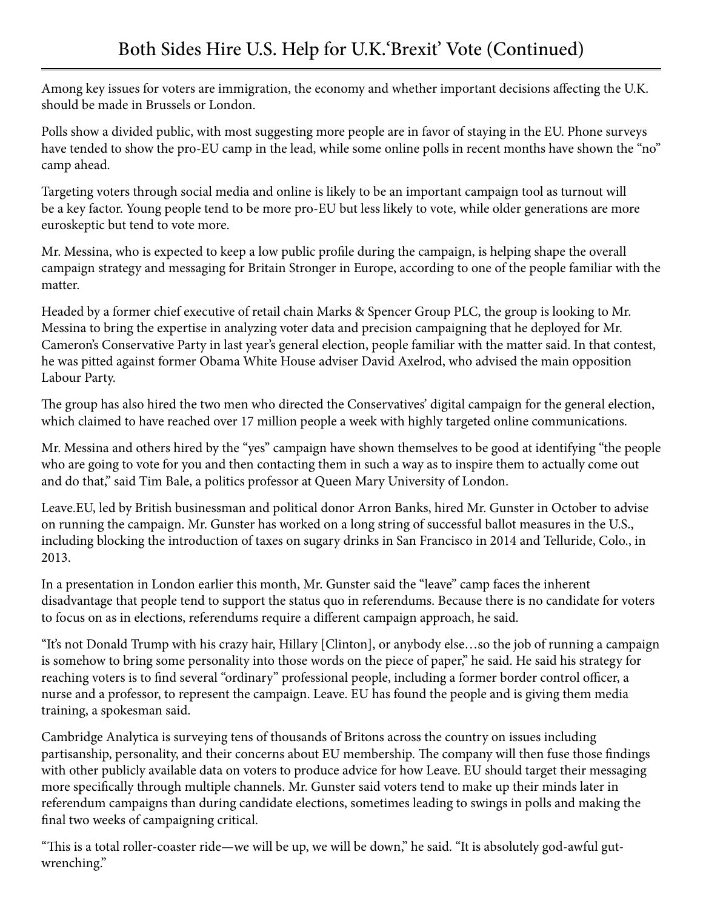# Both Sides Hire U.S. Help for U.K.'Brexit' Vote (Continued)

Among key issues for voters are immigration, the economy and whether important decisions affecting the U.K. should be made in Brussels or London.

Polls show a divided public, with most suggesting more people are in favor of staying in the EU. Phone surveys have tended to show the pro-EU camp in the lead, while some online polls in recent months have shown the "no" camp ahead.

Targeting voters through social media and online is likely to be an important campaign tool as turnout will be a key factor. Young people tend to be more pro-EU but less likely to vote, while older generations are more euroskeptic but tend to vote more.

Mr. Messina, who is expected to keep a low public profile during the campaign, is helping shape the overall campaign strategy and messaging for Britain Stronger in Europe, according to one of the people familiar with the matter.

Headed by a former chief executive of retail chain Marks & Spencer Group PLC, the group is looking to Mr. Messina to bring the expertise in analyzing voter data and precision campaigning that he deployed for Mr. Cameron's Conservative Party in last year's general election, people familiar with the matter said. In that contest, he was pitted against former Obama White House adviser David Axelrod, who advised the main opposition Labour Party.

The group has also hired the two men who directed the Conservatives' digital campaign for the general election, which claimed to have reached over 17 million people a week with highly targeted online communications.

Mr. Messina and others hired by the "yes" campaign have shown themselves to be good at identifying "the people who are going to vote for you and then contacting them in such a way as to inspire them to actually come out and do that," said Tim Bale, a politics professor at Queen Mary University of London.

Leave.EU, led by British businessman and political donor Arron Banks, hired Mr. Gunster in October to advise on running the campaign. Mr. Gunster has worked on a long string of successful ballot measures in the U.S., including blocking the introduction of taxes on sugary drinks in San Francisco in 2014 and Telluride, Colo., in 2013.

In a presentation in London earlier this month, Mr. Gunster said the "leave" camp faces the inherent disadvantage that people tend to support the status quo in referendums. Because there is no candidate for voters to focus on as in elections, referendums require a different campaign approach, he said.

"It's not Donald Trump with his crazy hair, Hillary [Clinton], or anybody else…so the job of running a campaign is somehow to bring some personality into those words on the piece of paper," he said. He said his strategy for reaching voters is to find several "ordinary" professional people, including a former border control officer, a nurse and a professor, to represent the campaign. Leave. EU has found the people and is giving them media training, a spokesman said.

Cambridge Analytica is surveying tens of thousands of Britons across the country on issues including partisanship, personality, and their concerns about EU membership. The company will then fuse those findings with other publicly available data on voters to produce advice for how Leave. EU should target their messaging more specifically through multiple channels. Mr. Gunster said voters tend to make up their minds later in referendum campaigns than during candidate elections, sometimes leading to swings in polls and making the final two weeks of campaigning critical.

"This is a total roller-coaster ride—we will be up, we will be down," he said. "It is absolutely god-awful gut-wrenching."